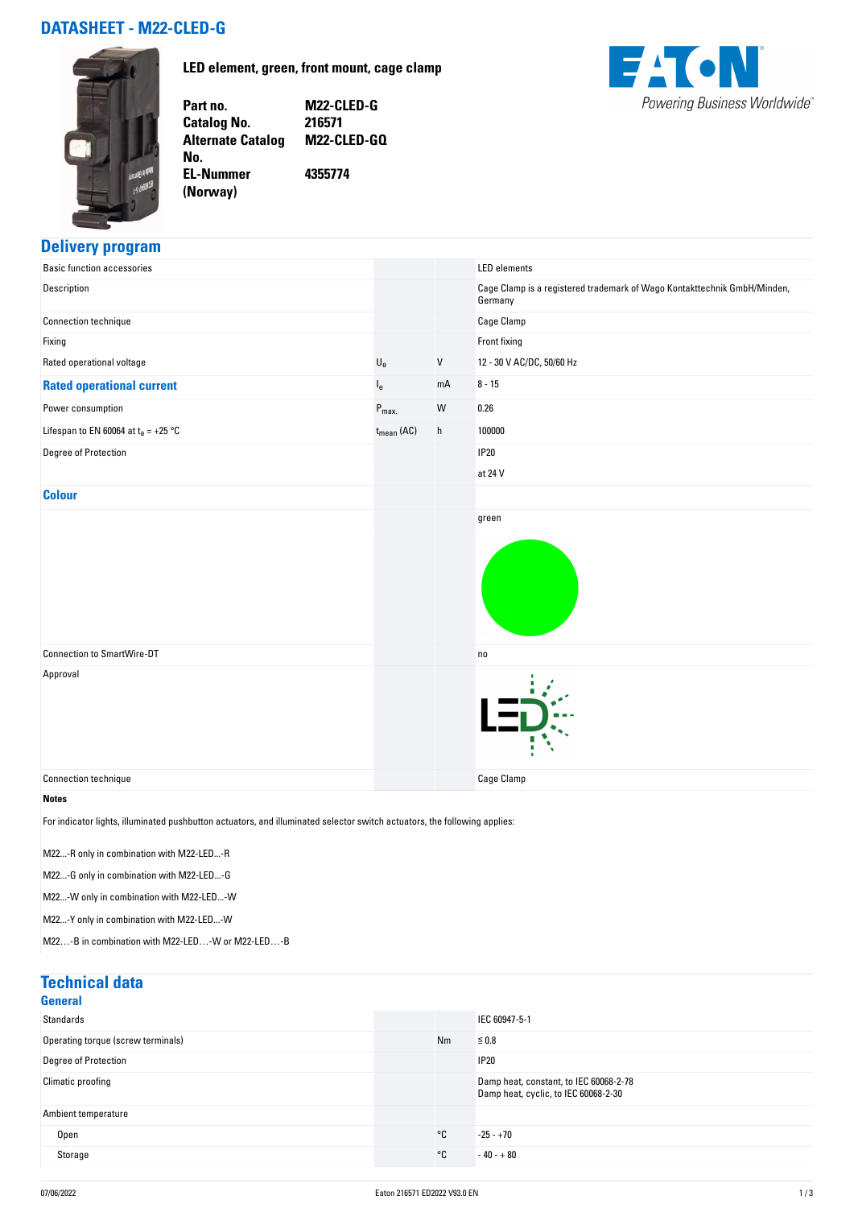# DATASHEET - M22-CLED-G

**LED element, green, front mount, cage clamp**

| | |
|---|---|
| **Part no.** | **M22-CLED-G** |
| **Catalog No.** | **216571** |
| **Alternate Catalog No.** | **M22-CLED-GQ** |
| **EL-Nummer (Norway)** | **4355774** |

## Delivery program

| | | | |
|---|---|---|---|
| Basic function accessories | | | LED elements |
| Description | | | Cage Clamp is a registered trademark of Wago Kontakttechnik GmbH/Minden, Germany |
| Connection technique | | | Cage Clamp |
| Fixing | | | Front fixing |
| Rated operational voltage | $U_e$ | V | 12 - 30 V AC/DC, 50/60 Hz |
| **Rated operational current** | $I_e$ | mA | 8 - 15 |
| Power consumption | $P_{max.}$ | W | 0.26 |
| Lifespan to EN 60064 at $t_a$ = +25 °C | $t_{mean}$ (AC) | h | 100000 |
| Degree of Protection | | | IP20 |
| | | | at 24 V |
| **Colour** | | | |
| | | | green |
| Connection to SmartWire-DT | | | no |
| Approval | | | |
| Connection technique | | | Cage Clamp |

**Notes**

For indicator lights, illuminated pushbutton actuators, and illuminated selector switch actuators, the following applies:

M22...-R only in combination with M22-LED...-R

M22...-G only in combination with M22-LED...-G

M22...-W only in combination with M22-LED...-W

M22...-Y only in combination with M22-LED...-W

M22...-B in combination with M22-LED…-W or M22-LED…-B

## Technical data

### General

| | | | |
|---|---|---|---|
| Standards | | | IEC 60947-5-1 |
| Operating torque (screw terminals) | | Nm | ≦ 0.8 |
| Degree of Protection | | | IP20 |
| Climatic proofing | | | Damp heat, constant, to IEC 60068-2-78<br>Damp heat, cyclic, to IEC 60068-2-30 |
| Ambient temperature | | | |
| Open | | °C | -25 - +70 |
| Storage | | °C | - 40 - + 80 |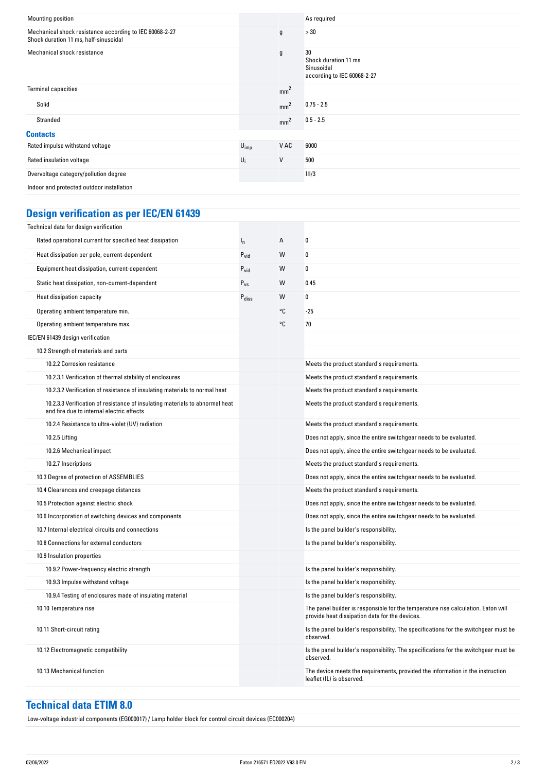| | | | |
|---|---|---|---|
| Mounting position | | | As required |
| Mechanical shock resistance according to IEC 60068-2-27<br>Shock duration 11 ms, half-sinusoidal | | g | > 30 |
| Mechanical shock resistance | | g | 30<br>Shock duration 11 ms<br>Sinusoidal<br>according to IEC 60068-2-27 |
| Terminal capacities | | $mm^2$ | |
| Solid | | $mm^2$ | 0.75 - 2.5 |
| Stranded | | $mm^2$ | 0.5 - 2.5 |

**Contacts**

| | | | |
|---|---|---|---|
| Rated impulse withstand voltage | $U_{imp}$ | V AC | 6000 |
| Rated insulation voltage | $U_i$ | V | 500 |
| Overvoltage category/pollution degree | | | III/3 |
| Indoor and protected outdoor installation | | | |

## Design verification as per IEC/EN 61439

| | | | |
|---|---|---|---|
| Technical data for design verification | | | |
| Rated operational current for specified heat dissipation | $I_n$ | A | 0 |
| Heat dissipation per pole, current-dependent | $P_{vid}$ | W | 0 |
| Equipment heat dissipation, current-dependent | $P_{vid}$ | W | 0 |
| Static heat dissipation, non-current-dependent | $P_{vs}$ | W | 0.45 |
| Heat dissipation capacity | $P_{diss}$ | W | 0 |
| Operating ambient temperature min. | | °C | -25 |
| Operating ambient temperature max. | | °C | 70 |
| IEC/EN 61439 design verification | | | |
| 10.2 Strength of materials and parts | | | |
| 10.2.2 Corrosion resistance | | | Meets the product standard's requirements. |
| 10.2.3.1 Verification of thermal stability of enclosures | | | Meets the product standard's requirements. |
| 10.2.3.2 Verification of resistance of insulating materials to normal heat | | | Meets the product standard's requirements. |
| 10.2.3.3 Verification of resistance of insulating materials to abnormal heat and fire due to internal electric effects | | | Meets the product standard's requirements. |
| 10.2.4 Resistance to ultra-violet (UV) radiation | | | Meets the product standard's requirements. |
| 10.2.5 Lifting | | | Does not apply, since the entire switchgear needs to be evaluated. |
| 10.2.6 Mechanical impact | | | Does not apply, since the entire switchgear needs to be evaluated. |
| 10.2.7 Inscriptions | | | Meets the product standard's requirements. |
| 10.3 Degree of protection of ASSEMBLIES | | | Does not apply, since the entire switchgear needs to be evaluated. |
| 10.4 Clearances and creepage distances | | | Meets the product standard's requirements. |
| 10.5 Protection against electric shock | | | Does not apply, since the entire switchgear needs to be evaluated. |
| 10.6 Incorporation of switching devices and components | | | Does not apply, since the entire switchgear needs to be evaluated. |
| 10.7 Internal electrical circuits and connections | | | Is the panel builder's responsibility. |
| 10.8 Connections for external conductors | | | Is the panel builder's responsibility. |
| 10.9 Insulation properties | | | |
| 10.9.2 Power-frequency electric strength | | | Is the panel builder's responsibility. |
| 10.9.3 Impulse withstand voltage | | | Is the panel builder's responsibility. |
| 10.9.4 Testing of enclosures made of insulating material | | | Is the panel builder's responsibility. |
| 10.10 Temperature rise | | | The panel builder is responsible for the temperature rise calculation. Eaton will provide heat dissipation data for the devices. |
| 10.11 Short-circuit rating | | | Is the panel builder's responsibility. The specifications for the switchgear must be observed. |
| 10.12 Electromagnetic compatibility | | | Is the panel builder's responsibility. The specifications for the switchgear must be observed. |
| 10.13 Mechanical function | | | The device meets the requirements, provided the information in the instruction leaflet (IL) is observed. |

## Technical data ETIM 8.0

Low-voltage industrial components (EG000017) / Lamp holder block for control circuit devices (EC000204)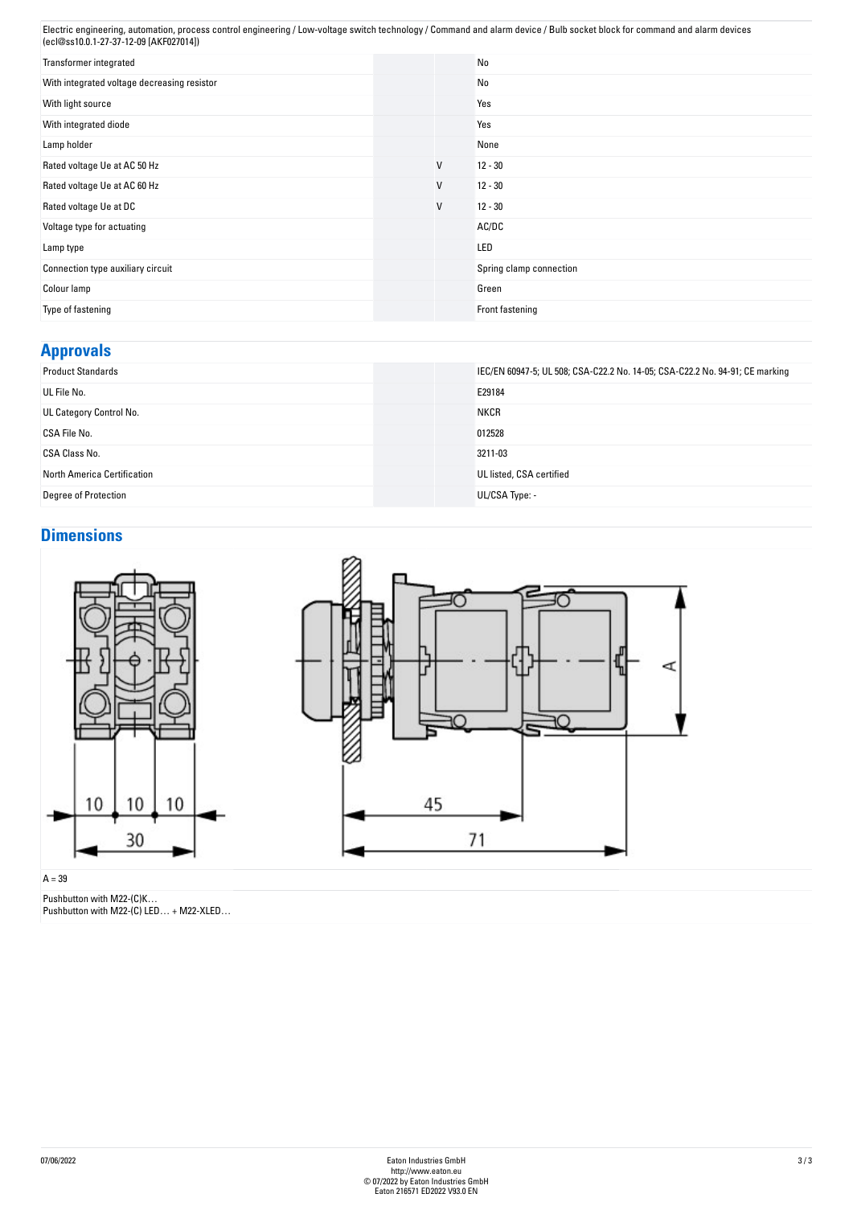Electric engineering, automation, process control engineering / Low-voltage switch technology / Command and alarm device / Bulb socket block for command and alarm devices (ecl@ss10.0.1-27-37-12-09 [AKF027014])

| | | | |
|---|---|---|---|
| Transformer integrated | | | No |
| With integrated voltage decreasing resistor | | | No |
| With light source | | | Yes |
| With integrated diode | | | Yes |
| Lamp holder | | | None |
| Rated voltage Ue at AC 50 Hz | | V | 12 - 30 |
| Rated voltage Ue at AC 60 Hz | | V | 12 - 30 |
| Rated voltage Ue at DC | | V | 12 - 30 |
| Voltage type for actuating | | | AC/DC |
| Lamp type | | | LED |
| Connection type auxiliary circuit | | | Spring clamp connection |
| Colour lamp | | | Green |
| Type of fastening | | | Front fastening |

## Approvals

| | | | |
|---|---|---|---|
| Product Standards | | | IEC/EN 60947-5; UL 508; CSA-C22.2 No. 14-05; CSA-C22.2 No. 94-91; CE marking |
| UL File No. | | | E29184 |
| UL Category Control No. | | | NKCR |
| CSA File No. | | | 012528 |
| CSA Class No. | | | 3211-03 |
| North America Certification | | | UL listed, CSA certified |
| Degree of Protection | | | UL/CSA Type: - |

## Dimensions

10 10 10
30
45
71
A

A = 39

Pushbutton with M22-(C)K…
Pushbutton with M22-(C) LED… + M22-XLED…